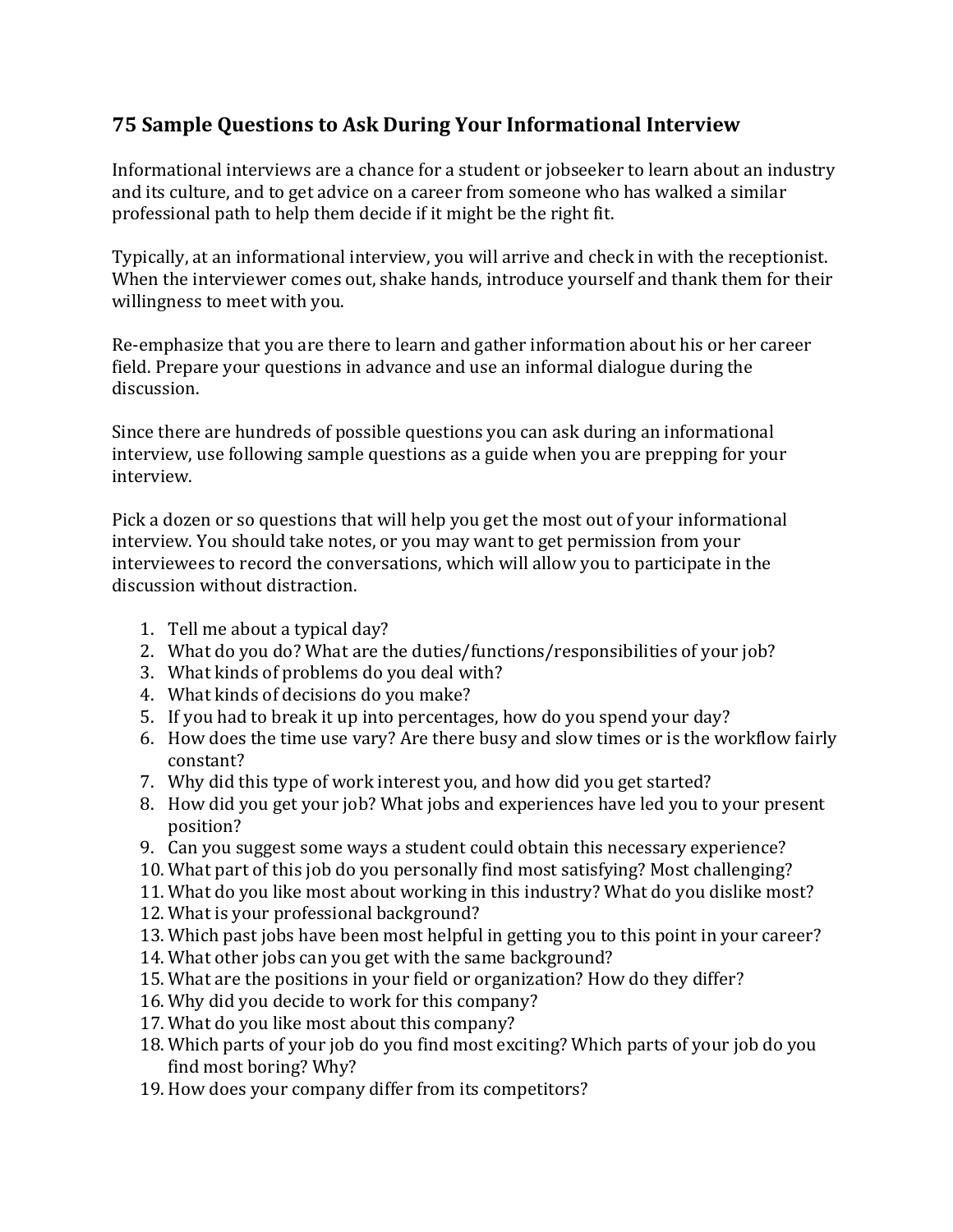## 75 Sample Questions to Ask During Your Informational Interview

Informational interviews are a chance for a student or jobseeker to learn about an industry and its culture, and to get advice on a career from someone who has walked a similar professional path to help them decide if it might be the right fit.

Typically, at an informational interview, you will arrive and check in with the receptionist. When the interviewer comes out, shake hands, introduce yourself and thank them for their willingness to meet with you.

Re-emphasize that you are there to learn and gather information about his or her career field. Prepare your questions in advance and use an informal dialogue during the discussion.

Since there are hundreds of possible questions you can ask during an informational interview, use following sample questions as a guide when you are prepping for your interview.

Pick a dozen or so questions that will help you get the most out of your informational interview. You should take notes, or you may want to get permission from your interviewees to record the conversations, which will allow you to participate in the discussion without distraction.

1. Tell me about a typical day?
2. What do you do? What are the duties/functions/responsibilities of your job?
3. What kinds of problems do you deal with?
4. What kinds of decisions do you make?
5. If you had to break it up into percentages, how do you spend your day?
6. How does the time use vary? Are there busy and slow times or is the workflow fairly constant?
7. Why did this type of work interest you, and how did you get started?
8. How did you get your job? What jobs and experiences have led you to your present position?
9. Can you suggest some ways a student could obtain this necessary experience?
10. What part of this job do you personally find most satisfying? Most challenging?
11. What do you like most about working in this industry? What do you dislike most?
12. What is your professional background?
13. Which past jobs have been most helpful in getting you to this point in your career?
14. What other jobs can you get with the same background?
15. What are the positions in your field or organization? How do they differ?
16. Why did you decide to work for this company?
17. What do you like most about this company?
18. Which parts of your job do you find most exciting? Which parts of your job do you find most boring? Why?
19. How does your company differ from its competitors?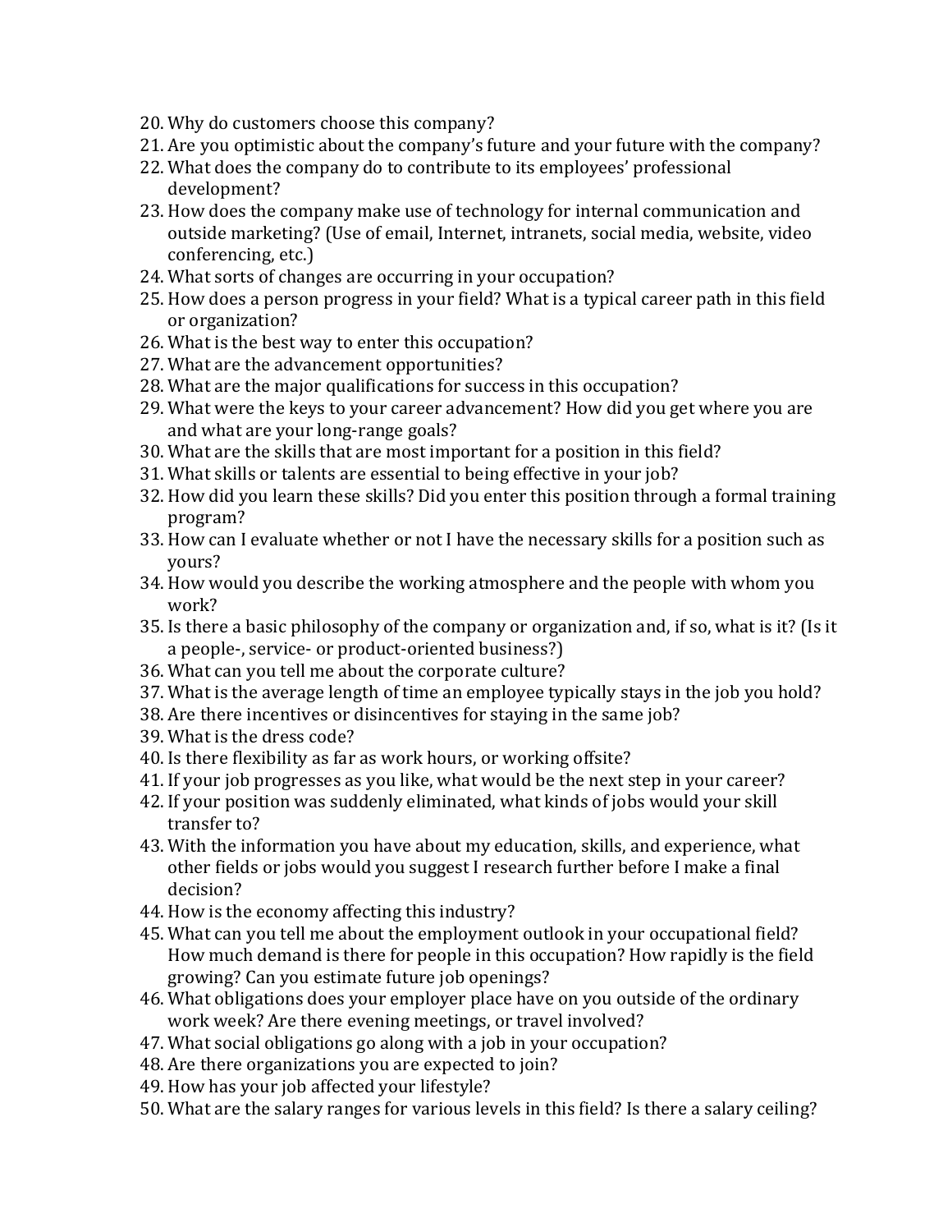20. Why do customers choose this company?
21. Are you optimistic about the company's future and your future with the company?
22. What does the company do to contribute to its employees' professional development?
23. How does the company make use of technology for internal communication and outside marketing? (Use of email, Internet, intranets, social media, website, video conferencing, etc.)
24. What sorts of changes are occurring in your occupation?
25. How does a person progress in your field? What is a typical career path in this field or organization?
26. What is the best way to enter this occupation?
27. What are the advancement opportunities?
28. What are the major qualifications for success in this occupation?
29. What were the keys to your career advancement? How did you get where you are and what are your long-range goals?
30. What are the skills that are most important for a position in this field?
31. What skills or talents are essential to being effective in your job?
32. How did you learn these skills? Did you enter this position through a formal training program?
33. How can I evaluate whether or not I have the necessary skills for a position such as yours?
34. How would you describe the working atmosphere and the people with whom you work?
35. Is there a basic philosophy of the company or organization and, if so, what is it? (Is it a people-, service- or product-oriented business?)
36. What can you tell me about the corporate culture?
37. What is the average length of time an employee typically stays in the job you hold?
38. Are there incentives or disincentives for staying in the same job?
39. What is the dress code?
40. Is there flexibility as far as work hours, or working offsite?
41. If your job progresses as you like, what would be the next step in your career?
42. If your position was suddenly eliminated, what kinds of jobs would your skill transfer to?
43. With the information you have about my education, skills, and experience, what other fields or jobs would you suggest I research further before I make a final decision?
44. How is the economy affecting this industry?
45. What can you tell me about the employment outlook in your occupational field? How much demand is there for people in this occupation? How rapidly is the field growing? Can you estimate future job openings?
46. What obligations does your employer place have on you outside of the ordinary work week? Are there evening meetings, or travel involved?
47. What social obligations go along with a job in your occupation?
48. Are there organizations you are expected to join?
49. How has your job affected your lifestyle?
50. What are the salary ranges for various levels in this field? Is there a salary ceiling?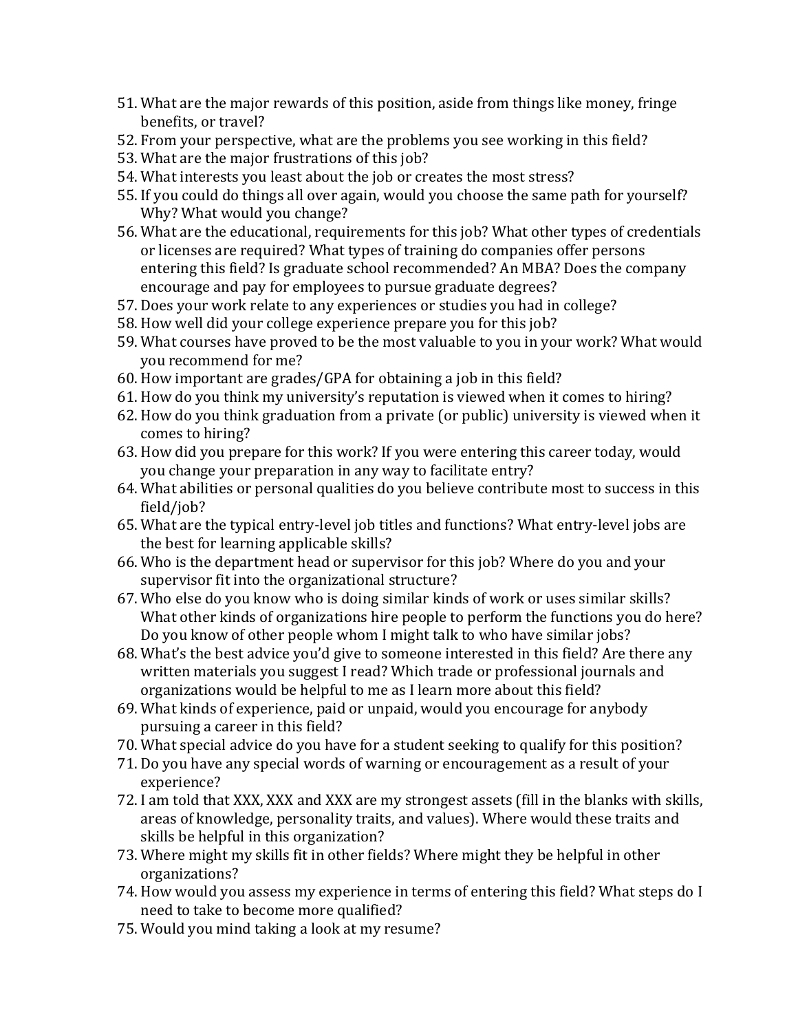51. What are the major rewards of this position, aside from things like money, fringe benefits, or travel?
52. From your perspective, what are the problems you see working in this field?
53. What are the major frustrations of this job?
54. What interests you least about the job or creates the most stress?
55. If you could do things all over again, would you choose the same path for yourself? Why? What would you change?
56. What are the educational, requirements for this job? What other types of credentials or licenses are required? What types of training do companies offer persons entering this field? Is graduate school recommended? An MBA? Does the company encourage and pay for employees to pursue graduate degrees?
57. Does your work relate to any experiences or studies you had in college?
58. How well did your college experience prepare you for this job?
59. What courses have proved to be the most valuable to you in your work? What would you recommend for me?
60. How important are grades/GPA for obtaining a job in this field?
61. How do you think my university's reputation is viewed when it comes to hiring?
62. How do you think graduation from a private (or public) university is viewed when it comes to hiring?
63. How did you prepare for this work? If you were entering this career today, would you change your preparation in any way to facilitate entry?
64. What abilities or personal qualities do you believe contribute most to success in this field/job?
65. What are the typical entry-level job titles and functions? What entry-level jobs are the best for learning applicable skills?
66. Who is the department head or supervisor for this job? Where do you and your supervisor fit into the organizational structure?
67. Who else do you know who is doing similar kinds of work or uses similar skills? What other kinds of organizations hire people to perform the functions you do here? Do you know of other people whom I might talk to who have similar jobs?
68. What's the best advice you'd give to someone interested in this field? Are there any written materials you suggest I read? Which trade or professional journals and organizations would be helpful to me as I learn more about this field?
69. What kinds of experience, paid or unpaid, would you encourage for anybody pursuing a career in this field?
70. What special advice do you have for a student seeking to qualify for this position?
71. Do you have any special words of warning or encouragement as a result of your experience?
72. I am told that XXX, XXX and XXX are my strongest assets (fill in the blanks with skills, areas of knowledge, personality traits, and values). Where would these traits and skills be helpful in this organization?
73. Where might my skills fit in other fields? Where might they be helpful in other organizations?
74. How would you assess my experience in terms of entering this field? What steps do I need to take to become more qualified?
75. Would you mind taking a look at my resume?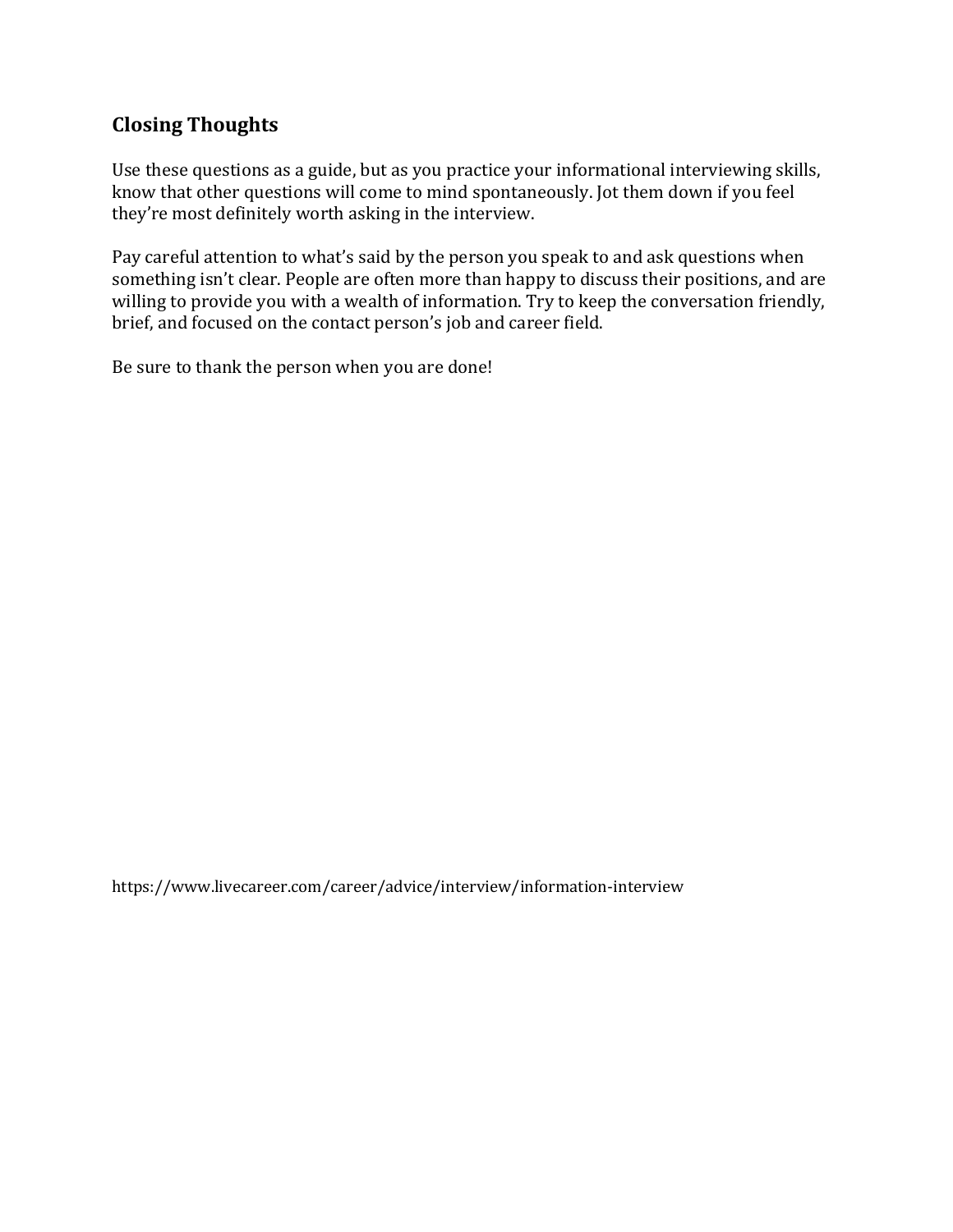## Closing Thoughts

Use these questions as a guide, but as you practice your informational interviewing skills, know that other questions will come to mind spontaneously. Jot them down if you feel they're most definitely worth asking in the interview.

Pay careful attention to what's said by the person you speak to and ask questions when something isn't clear. People are often more than happy to discuss their positions, and are willing to provide you with a wealth of information. Try to keep the conversation friendly, brief, and focused on the contact person's job and career field.

Be sure to thank the person when you are done!

https://www.livecareer.com/career/advice/interview/information-interview